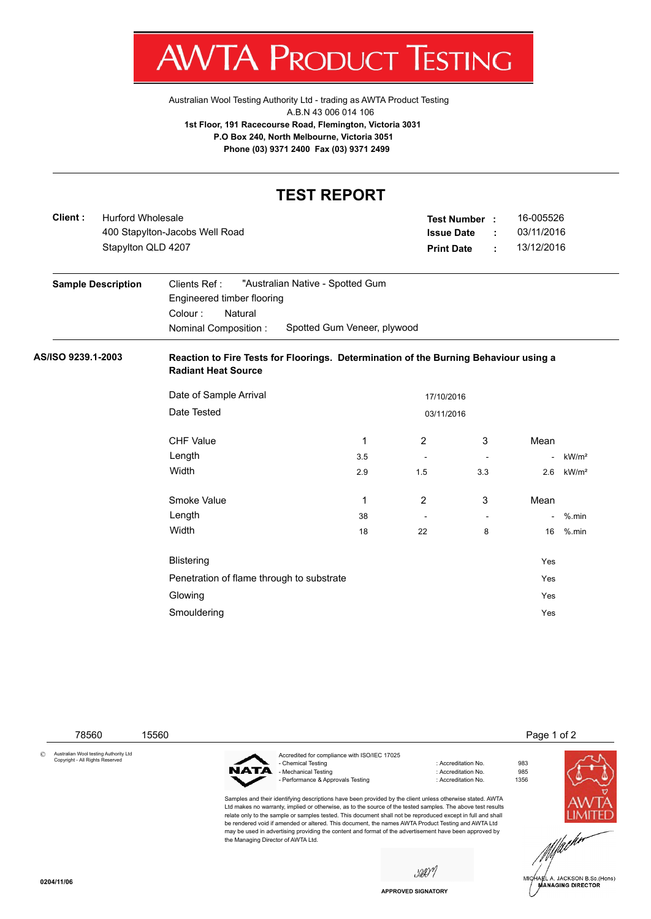# AWTA PRODUCT TESTING

Australian Wool Testing Authority Ltd - trading as AWTA Product Testing
A.B.N 43 006 014 106
**1st Floor, 191 Racecourse Road, Flemington, Victoria 3031**
**P.O Box 240, North Melbourne, Victoria 3051**
**Phone (03) 9371 2400 Fax (03) 9371 2499**

## TEST REPORT

**Client :** Hurford Wholesale
400 Stapylton-Jacobs Well Road
Stapylton QLD 4207

**Test Number :** 16-005526
**Issue Date :** 03/11/2016
**Print Date :** 13/12/2016

**Sample Description**

Clients Ref : "Australian Native - Spotted Gum
Engineered timber flooring
Colour : Natural
Nominal Composition : Spotted Gum Veneer, plywood

**AS/ISO 9239.1-2003** **Reaction to Fire Tests for Floorings. Determination of the Burning Behaviour using a Radiant Heat Source**

Date of Sample Arrival: 17/10/2016
Date Tested: 03/11/2016

| CHF Value | 1 | 2 | 3 | Mean | |
|---|---|---|---|---|---|
| Length | 3.5 | - | - | - | kW/m² |
| Width | 2.9 | 1.5 | 3.3 | 2.6 | kW/m² |

| Smoke Value | 1 | 2 | 3 | Mean | |
|---|---|---|---|---|---|
| Length | 38 | - | - | - | %.min |
| Width | 18 | 22 | 8 | 16 | %.min |

| | |
|---|---|
| Blistering | Yes |
| Penetration of flame through to substrate | Yes |
| Glowing | Yes |
| Smouldering | Yes |

78560 15560

© Australian Wool testing Authority Ltd
Copyright - All Rights Reserved

Accredited for compliance with ISO/IEC 17025

| | | |
|---|---|---|
| - Chemical Testing | : Accreditation No. | 983 |
| - Mechanical Testing | : Accreditation No. | 985 |
| - Performance & Approvals Testing | : Accreditation No. | 1356 |

Samples and their identifying descriptions have been provided by the client unless otherwise stated. AWTA Ltd makes no warranty, implied or otherwise, as to the source of the tested samples. The above test results relate only to the sample or samples tested. This document shall not be reproduced except in full and shall be rendered void if amended or altered. This document, the names AWTA Product Testing and AWTA Ltd may be used in advertising providing the content and format of the advertisement have been approved by the Managing Director of AWTA Ltd.

APPROVED SIGNATORY

MICHAEL A. JACKSON B.Sc.(Hons)
MANAGING DIRECTOR

0204/11/06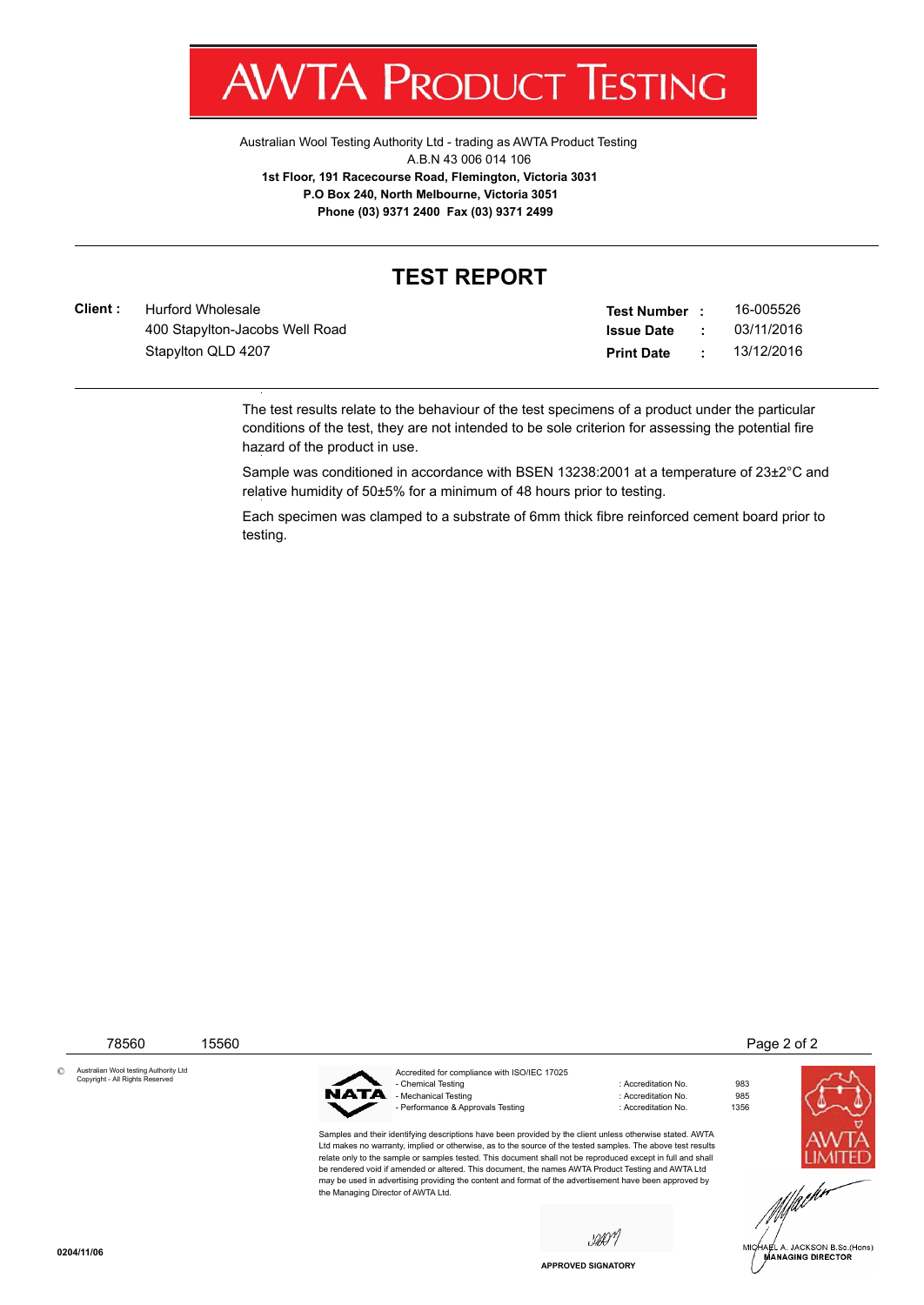# AWTA PRODUCT TESTING

Australian Wool Testing Authority Ltd - trading as AWTA Product Testing
A.B.N 43 006 014 106
**1st Floor, 191 Racecourse Road, Flemington, Victoria 3031**
**P.O Box 240, North Melbourne, Victoria 3051**
**Phone (03) 9371 2400 Fax (03) 9371 2499**

## TEST REPORT

| | | | |
|---|---|---|---|
| **Client :** | Hurford Wholesale | **Test Number :** | 16-005526 |
| | 400 Stapylton-Jacobs Well Road | **Issue Date :** | 03/11/2016 |
| | Stapylton QLD 4207 | **Print Date :** | 13/12/2016 |

The test results relate to the behaviour of the test specimens of a product under the particular conditions of the test, they are not intended to be sole criterion for assessing the potential fire hazard of the product in use.

Sample was conditioned in accordance with BSEN 13238:2001 at a temperature of 23±2°C and relative humidity of 50±5% for a minimum of 48 hours prior to testing.

Each specimen was clamped to a substrate of 6mm thick fibre reinforced cement board prior to testing.

78560 15560

© Australian Wool testing Authority Ltd
Copyright - All Rights Reserved

Accredited for compliance with ISO/IEC 17025

| | | |
|---|---|---|
| - Chemical Testing | : Accreditation No. | 983 |
| - Mechanical Testing | : Accreditation No. | 985 |
| - Performance & Approvals Testing | : Accreditation No. | 1356 |

Samples and their identifying descriptions have been provided by the client unless otherwise stated. AWTA Ltd makes no warranty, implied or otherwise, as to the source of the tested samples. The above test results relate only to the sample or samples tested. This document shall not be reproduced except in full and shall be rendered void if amended or altered. This document, the names AWTA Product Testing and AWTA Ltd may be used in advertising providing the content and format of the advertisement have been approved by the Managing Director of AWTA Ltd.

0204/11/06

APPROVED SIGNATORY

MICHAEL A. JACKSON B.Sc.(Hons)
MANAGING DIRECTOR